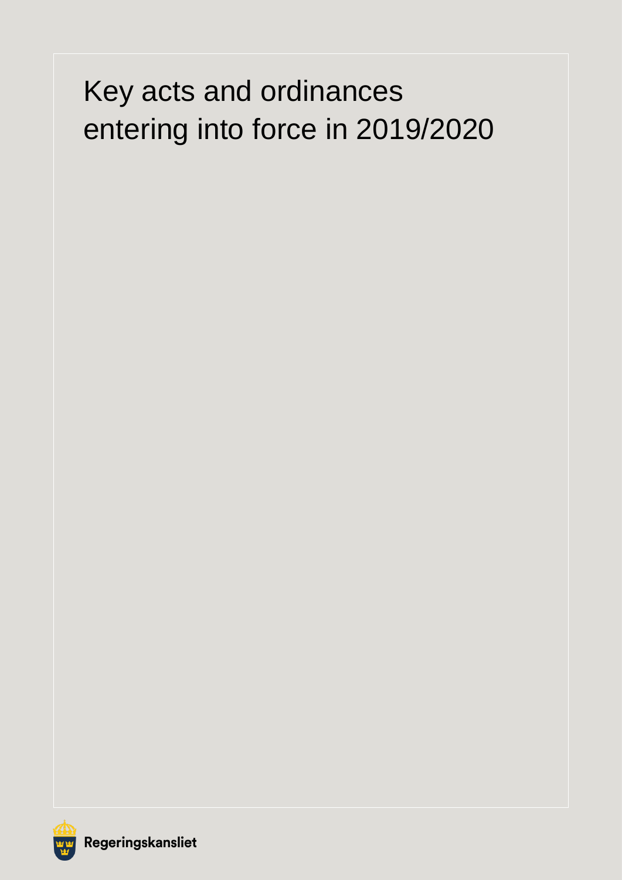# Key acts and ordinances entering into force in 2019/2020

Regeringskansliet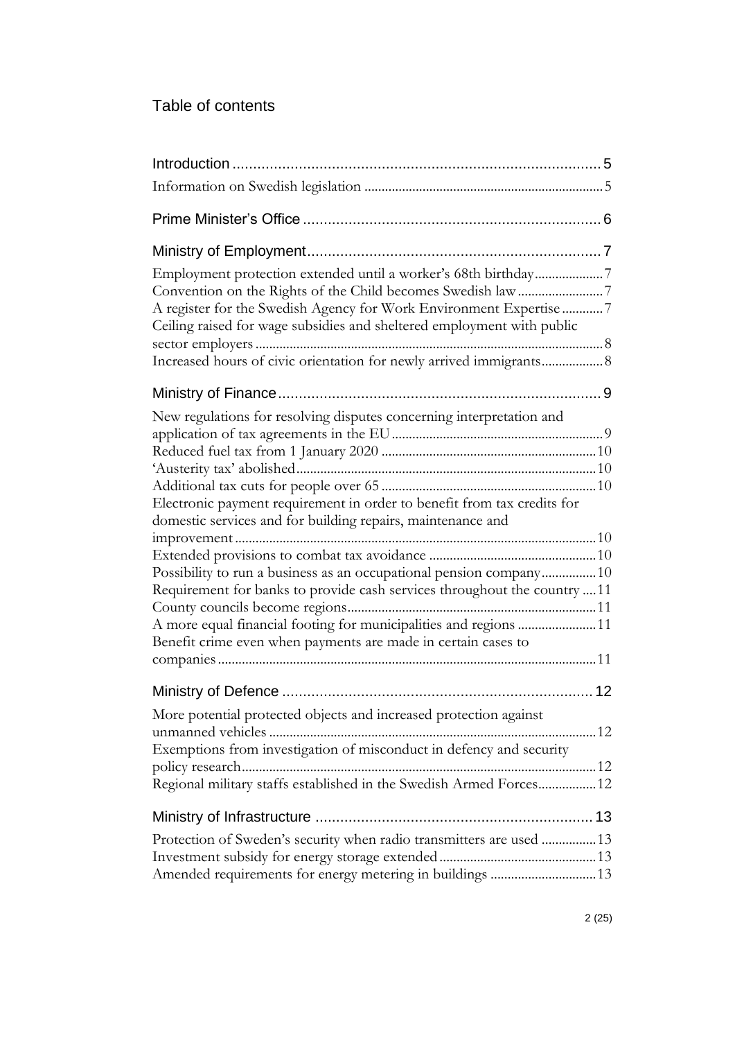# Table of contents

- Introduction ... 5
  - Information on Swedish legislation ... 5
- Prime Minister's Office ... 6
- Ministry of Employment ... 7
  - Employment protection extended until a worker's 68th birthday ... 7
  - Convention on the Rights of the Child becomes Swedish law ... 7
  - A register for the Swedish Agency for Work Environment Expertise ... 7
  - Ceiling raised for wage subsidies and sheltered employment with public sector employers ... 8
  - Increased hours of civic orientation for newly arrived immigrants ... 8
- Ministry of Finance ... 9
  - New regulations for resolving disputes concerning interpretation and application of tax agreements in the EU ... 9
  - Reduced fuel tax from 1 January 2020 ... 10
  - 'Austerity tax' abolished ... 10
  - Additional tax cuts for people over 65 ... 10
  - Electronic payment requirement in order to benefit from tax credits for domestic services and for building repairs, maintenance and improvement ... 10
  - Extended provisions to combat tax avoidance ... 10
  - Possibility to run a business as an occupational pension company ... 10
  - Requirement for banks to provide cash services throughout the country ... 11
  - County councils become regions ... 11
  - A more equal financial footing for municipalities and regions ... 11
  - Benefit crime even when payments are made in certain cases to companies ... 11
- Ministry of Defence ... 12
  - More potential protected objects and increased protection against unmanned vehicles ... 12
  - Exemptions from investigation of misconduct in defency and security policy research ... 12
  - Regional military staffs established in the Swedish Armed Forces ... 12
- Ministry of Infrastructure ... 13
  - Protection of Sweden's security when radio transmitters are used ... 13
  - Investment subsidy for energy storage extended ... 13
  - Amended requirements for energy metering in buildings ... 13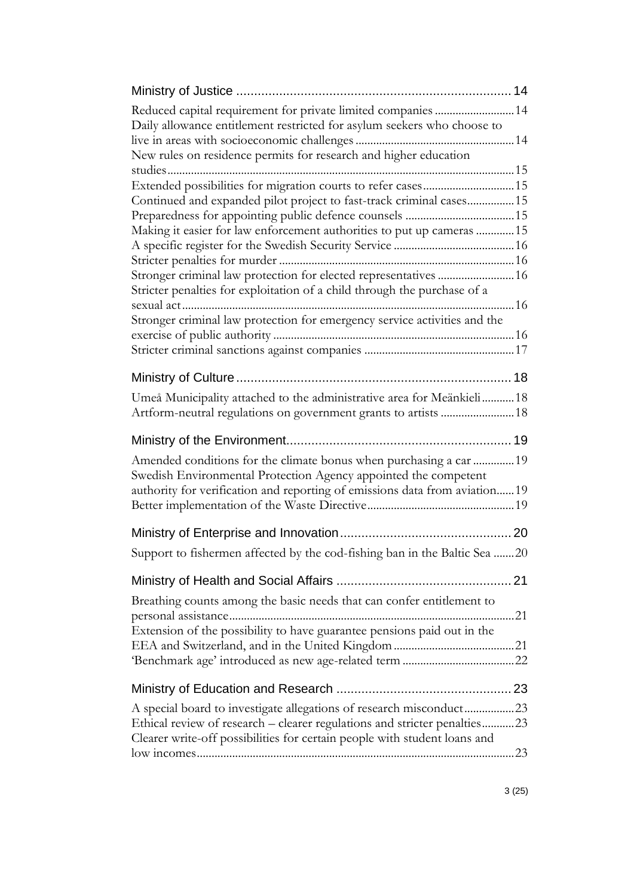Ministry of Justice ... 14

Reduced capital requirement for private limited companies ... 14

Daily allowance entitlement restricted for asylum seekers who choose to live in areas with socioeconomic challenges ... 14

New rules on residence permits for research and higher education studies ... 15

Extended possibilities for migration courts to refer cases ... 15

Continued and expanded pilot project to fast-track criminal cases ... 15

Preparedness for appointing public defence counsels ... 15

Making it easier for law enforcement authorities to put up cameras ... 15

A specific register for the Swedish Security Service ... 16

Stricter penalties for murder ... 16

Stronger criminal law protection for elected representatives ... 16

Stricter penalties for exploitation of a child through the purchase of a sexual act ... 16

Stronger criminal law protection for emergency service activities and the exercise of public authority ... 16

Stricter criminal sanctions against companies ... 17

Ministry of Culture ... 18

Umeå Municipality attached to the administrative area for Meänkieli ... 18

Artform-neutral regulations on government grants to artists ... 18

Ministry of the Environment ... 19

Amended conditions for the climate bonus when purchasing a car ... 19

Swedish Environmental Protection Agency appointed the competent authority for verification and reporting of emissions data from aviation ... 19

Better implementation of the Waste Directive ... 19

Ministry of Enterprise and Innovation ... 20

Support to fishermen affected by the cod-fishing ban in the Baltic Sea ... 20

Ministry of Health and Social Affairs ... 21

Breathing counts among the basic needs that can confer entitlement to personal assistance ... 21

Extension of the possibility to have guarantee pensions paid out in the EEA and Switzerland, and in the United Kingdom ... 21

'Benchmark age' introduced as new age-related term ... 22

Ministry of Education and Research ... 23

A special board to investigate allegations of research misconduct ... 23

Ethical review of research – clearer regulations and stricter penalties ... 23

Clearer write-off possibilities for certain people with student loans and low incomes ... 23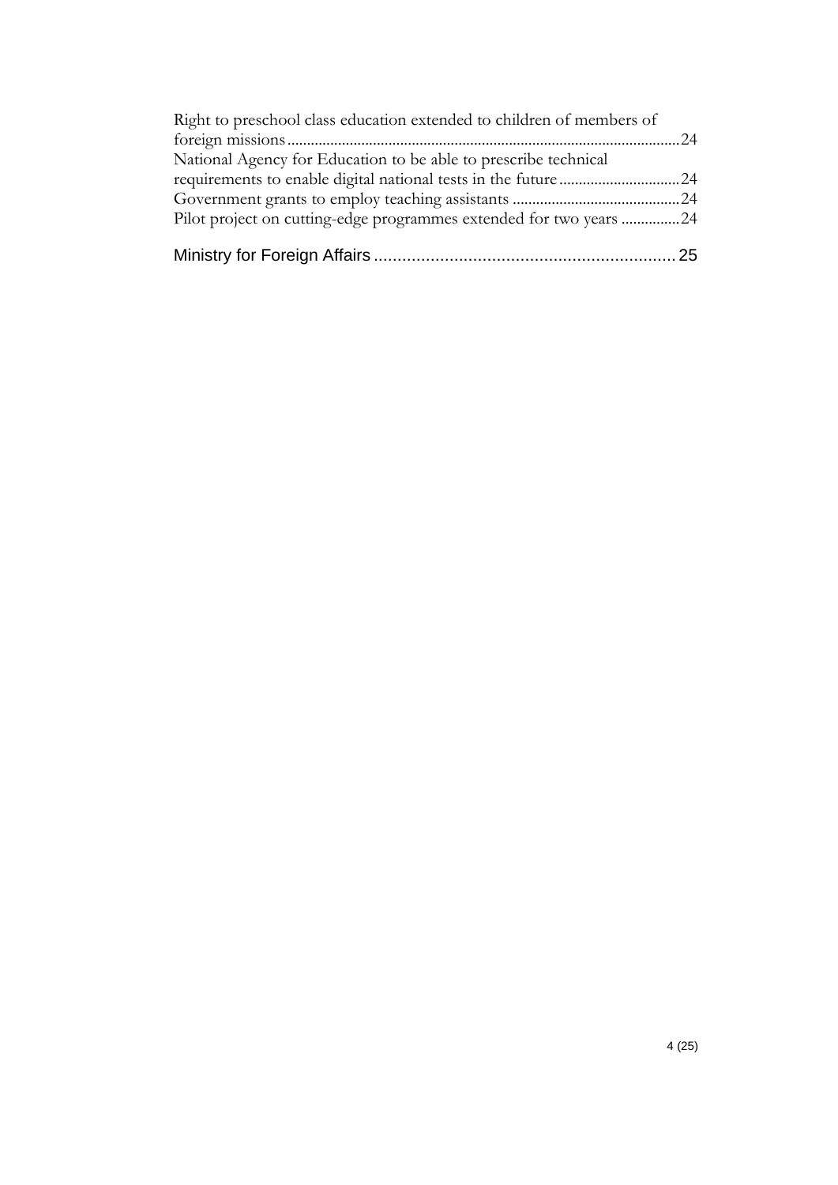Right to preschool class education extended to children of members of foreign missions .................................................................................................. 24

National Agency for Education to be able to prescribe technical requirements to enable digital national tests in the future .............................. 24

Government grants to employ teaching assistants ........................................... 24

Pilot project on cutting-edge programmes extended for two years ............... 24

Ministry for Foreign Affairs ................................................................ 25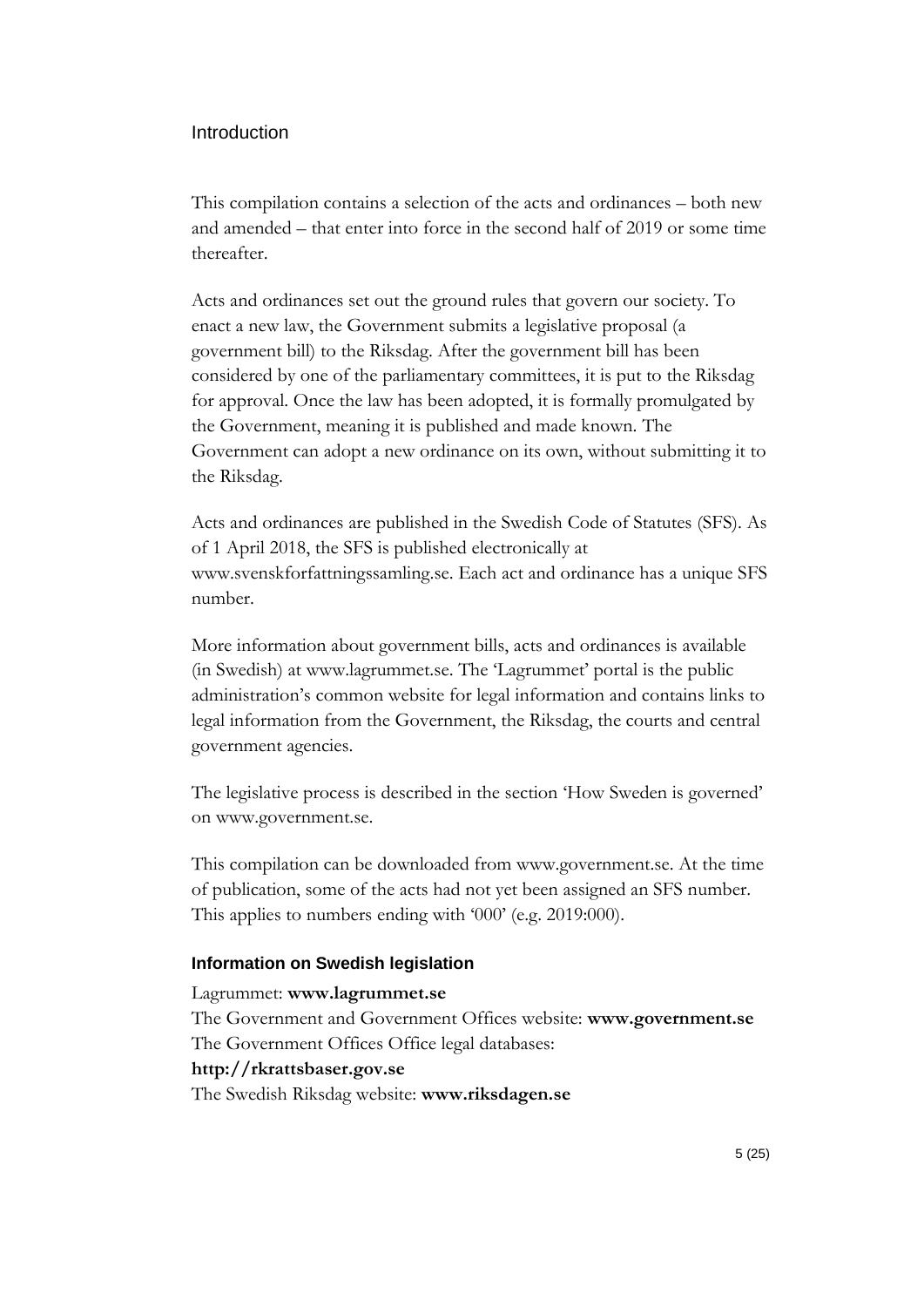## Introduction

This compilation contains a selection of the acts and ordinances – both new and amended – that enter into force in the second half of 2019 or some time thereafter.

Acts and ordinances set out the ground rules that govern our society. To enact a new law, the Government submits a legislative proposal (a government bill) to the Riksdag. After the government bill has been considered by one of the parliamentary committees, it is put to the Riksdag for approval. Once the law has been adopted, it is formally promulgated by the Government, meaning it is published and made known. The Government can adopt a new ordinance on its own, without submitting it to the Riksdag.

Acts and ordinances are published in the Swedish Code of Statutes (SFS). As of 1 April 2018, the SFS is published electronically at www.svenskforfattningssamling.se. Each act and ordinance has a unique SFS number.

More information about government bills, acts and ordinances is available (in Swedish) at www.lagrummet.se. The 'Lagrummet' portal is the public administration's common website for legal information and contains links to legal information from the Government, the Riksdag, the courts and central government agencies.

The legislative process is described in the section 'How Sweden is governed' on www.government.se.

This compilation can be downloaded from www.government.se. At the time of publication, some of the acts had not yet been assigned an SFS number. This applies to numbers ending with '000' (e.g. 2019:000).

### Information on Swedish legislation

Lagrummet: **www.lagrummet.se**
The Government and Government Offices website: **www.government.se**
The Government Offices Office legal databases:
**http://rkrattsbaser.gov.se**
The Swedish Riksdag website: **www.riksdagen.se**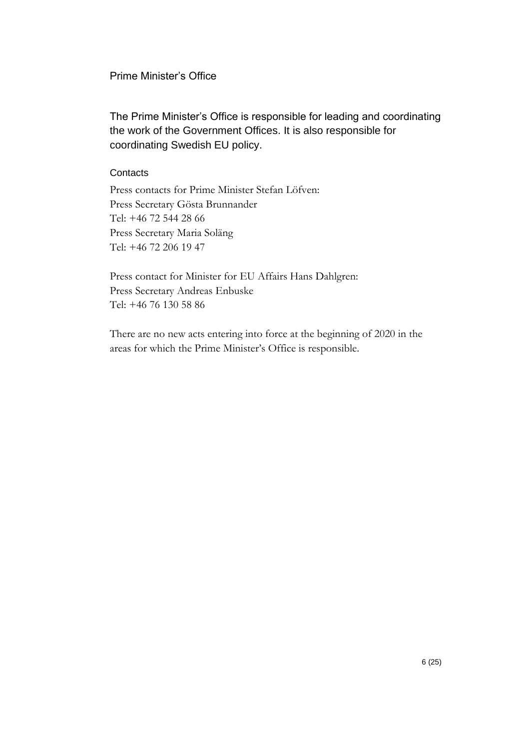## Prime Minister’s Office

The Prime Minister’s Office is responsible for leading and coordinating the work of the Government Offices. It is also responsible for coordinating Swedish EU policy.

### Contacts

Press contacts for Prime Minister Stefan Löfven:
Press Secretary Gösta Brunnander
Tel: +46 72 544 28 66
Press Secretary Maria Soläng
Tel: +46 72 206 19 47

Press contact for Minister for EU Affairs Hans Dahlgren:
Press Secretary Andreas Enbuske
Tel: +46 76 130 58 86

There are no new acts entering into force at the beginning of 2020 in the areas for which the Prime Minister’s Office is responsible.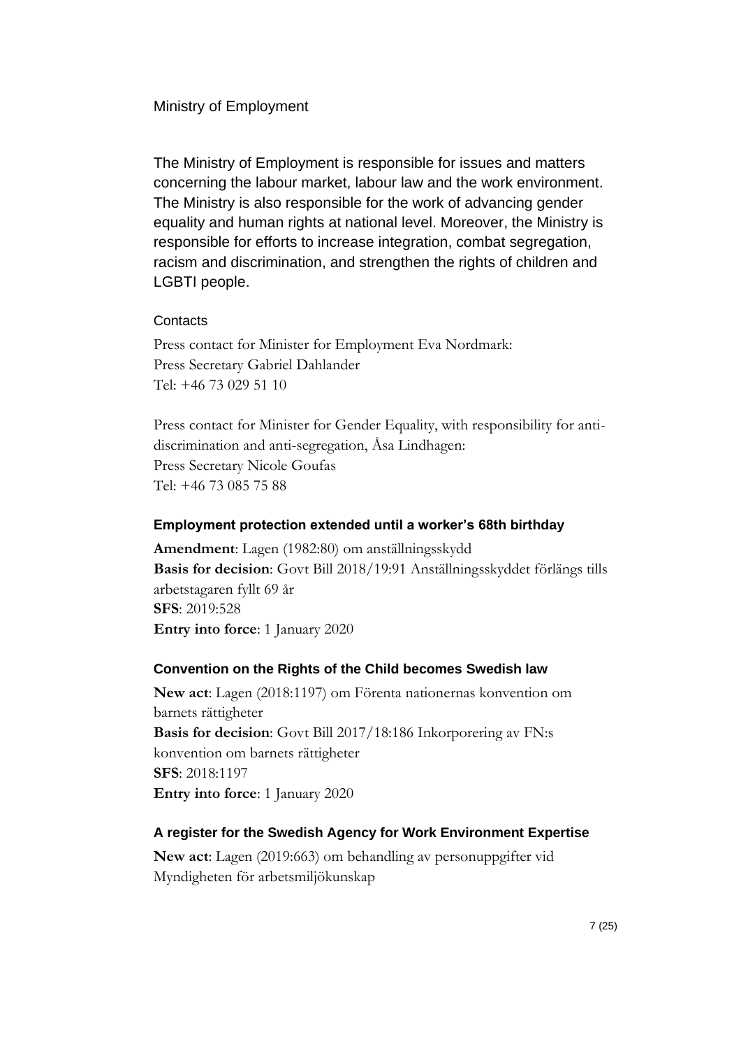## Ministry of Employment

The Ministry of Employment is responsible for issues and matters concerning the labour market, labour law and the work environment. The Ministry is also responsible for the work of advancing gender equality and human rights at national level. Moreover, the Ministry is responsible for efforts to increase integration, combat segregation, racism and discrimination, and strengthen the rights of children and LGBTI people.

#### Contacts

Press contact for Minister for Employment Eva Nordmark:
Press Secretary Gabriel Dahlander
Tel: +46 73 029 51 10

Press contact for Minister for Gender Equality, with responsibility for anti-discrimination and anti-segregation, Åsa Lindhagen:
Press Secretary Nicole Goufas
Tel: +46 73 085 75 88

### Employment protection extended until a worker's 68th birthday

**Amendment**: Lagen (1982:80) om anställningsskydd
**Basis for decision**: Govt Bill 2018/19:91 Anställningsskyddet förlängs tills arbetstagaren fyllt 69 år
**SFS**: 2019:528
**Entry into force**: 1 January 2020

### Convention on the Rights of the Child becomes Swedish law

**New act**: Lagen (2018:1197) om Förenta nationernas konvention om barnets rättigheter
**Basis for decision**: Govt Bill 2017/18:186 Inkorporering av FN:s konvention om barnets rättigheter
**SFS**: 2018:1197
**Entry into force**: 1 January 2020

### A register for the Swedish Agency for Work Environment Expertise

**New act**: Lagen (2019:663) om behandling av personuppgifter vid Myndigheten för arbetsmiljökunskap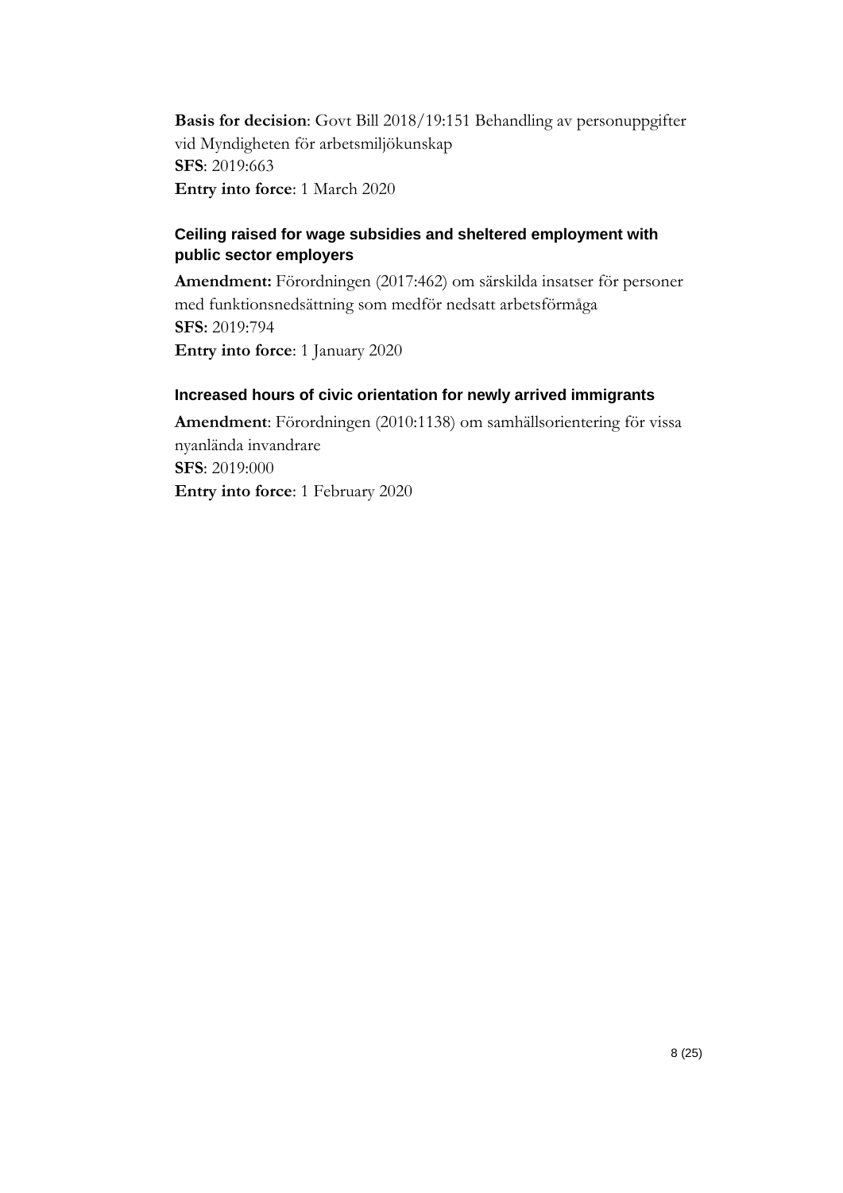**Basis for decision**: Govt Bill 2018/19:151 Behandling av personuppgifter vid Myndigheten för arbetsmiljökunskap
**SFS**: 2019:663
**Entry into force**: 1 March 2020

### Ceiling raised for wage subsidies and sheltered employment with public sector employers

**Amendment:** Förordningen (2017:462) om särskilda insatser för personer med funktionsnedsättning som medför nedsatt arbetsförmåga
**SFS:** 2019:794
**Entry into force**: 1 January 2020

### Increased hours of civic orientation for newly arrived immigrants

**Amendment**: Förordningen (2010:1138) om samhällsorientering för vissa nyanlända invandrare
**SFS**: 2019:000
**Entry into force**: 1 February 2020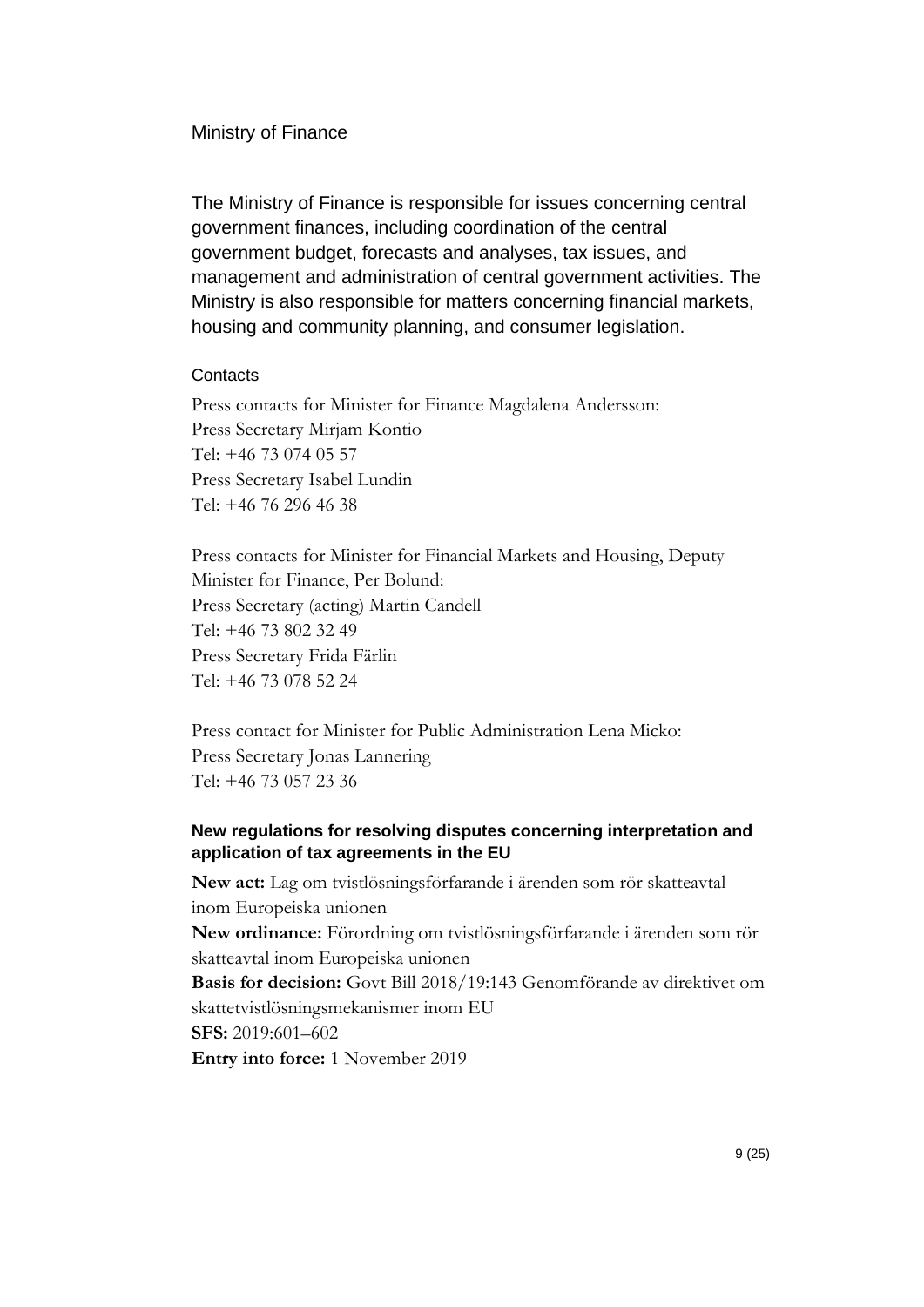## Ministry of Finance

The Ministry of Finance is responsible for issues concerning central government finances, including coordination of the central government budget, forecasts and analyses, tax issues, and management and administration of central government activities. The Ministry is also responsible for matters concerning financial markets, housing and community planning, and consumer legislation.

### Contacts

Press contacts for Minister for Finance Magdalena Andersson:
Press Secretary Mirjam Kontio
Tel: +46 73 074 05 57
Press Secretary Isabel Lundin
Tel: +46 76 296 46 38

Press contacts for Minister for Financial Markets and Housing, Deputy Minister for Finance, Per Bolund:
Press Secretary (acting) Martin Candell
Tel: +46 73 802 32 49
Press Secretary Frida Färlin
Tel: +46 73 078 52 24

Press contact for Minister for Public Administration Lena Micko:
Press Secretary Jonas Lannering
Tel: +46 73 057 23 36

### New regulations for resolving disputes concerning interpretation and application of tax agreements in the EU

**New act:** Lag om tvistlösningsförfarande i ärenden som rör skatteavtal inom Europeiska unionen
**New ordinance:** Förordning om tvistlösningsförfarande i ärenden som rör skatteavtal inom Europeiska unionen
**Basis for decision:** Govt Bill 2018/19:143 Genomförande av direktivet om skattetvistlösningsmekanismer inom EU
**SFS:** 2019:601–602
**Entry into force:** 1 November 2019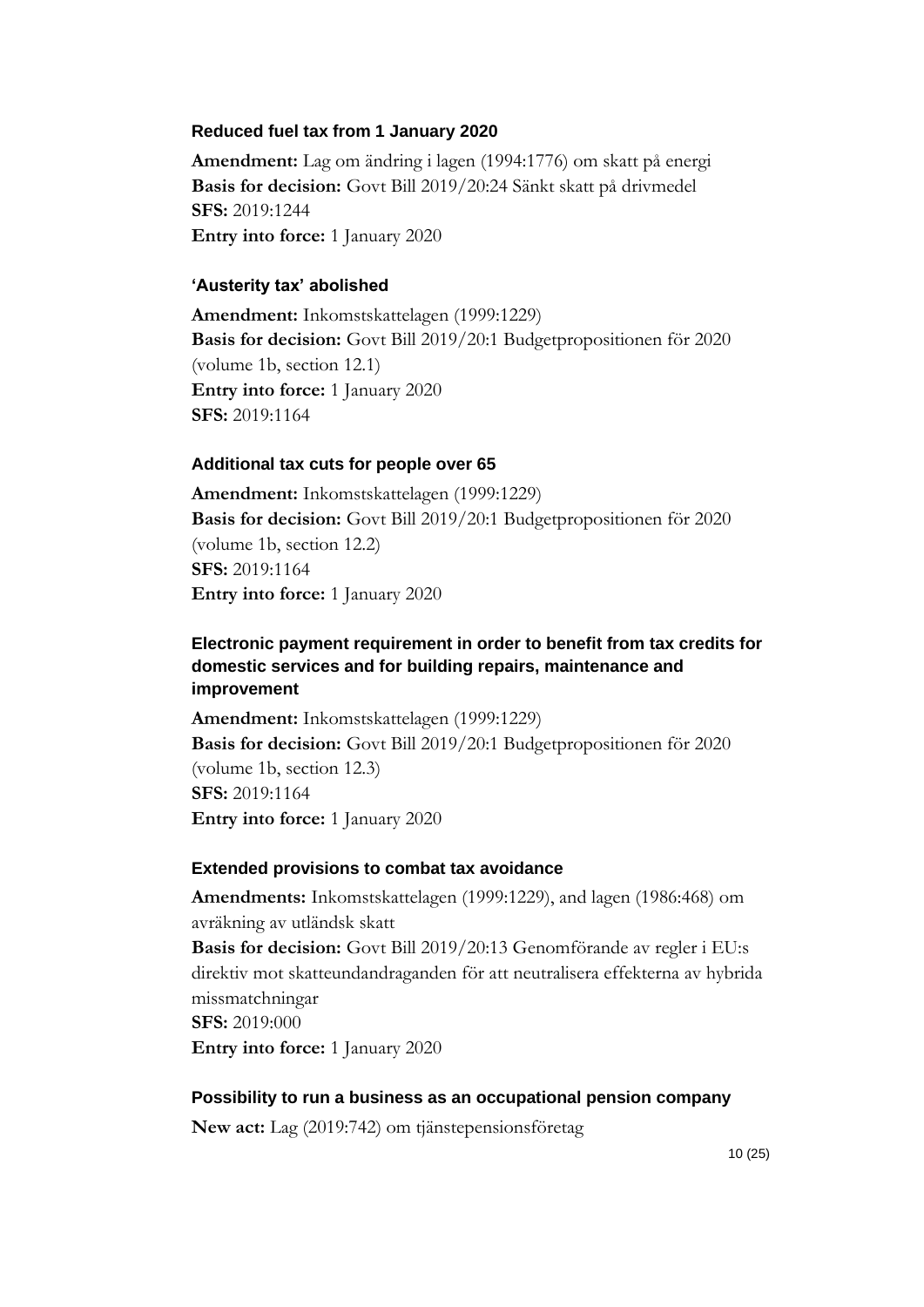### Reduced fuel tax from 1 January 2020

**Amendment:** Lag om ändring i lagen (1994:1776) om skatt på energi  
**Basis for decision:** Govt Bill 2019/20:24 Sänkt skatt på drivmedel  
**SFS:** 2019:1244  
**Entry into force:** 1 January 2020

### 'Austerity tax' abolished

**Amendment:** Inkomstskattelagen (1999:1229)  
**Basis for decision:** Govt Bill 2019/20:1 Budgetpropositionen för 2020 (volume 1b, section 12.1)  
**Entry into force:** 1 January 2020  
**SFS:** 2019:1164

### Additional tax cuts for people over 65

**Amendment:** Inkomstskattelagen (1999:1229)  
**Basis for decision:** Govt Bill 2019/20:1 Budgetpropositionen för 2020 (volume 1b, section 12.2)  
**SFS:** 2019:1164  
**Entry into force:** 1 January 2020

### Electronic payment requirement in order to benefit from tax credits for domestic services and for building repairs, maintenance and improvement

**Amendment:** Inkomstskattelagen (1999:1229)  
**Basis for decision:** Govt Bill 2019/20:1 Budgetpropositionen för 2020 (volume 1b, section 12.3)  
**SFS:** 2019:1164  
**Entry into force:** 1 January 2020

### Extended provisions to combat tax avoidance

**Amendments:** Inkomstskattelagen (1999:1229), and lagen (1986:468) om avräkning av utländsk skatt  
**Basis for decision:** Govt Bill 2019/20:13 Genomförande av regler i EU:s direktiv mot skatteundandraganden för att neutralisera effekterna av hybrida missmatchningar  
**SFS:** 2019:000  
**Entry into force:** 1 January 2020

### Possibility to run a business as an occupational pension company

**New act:** Lag (2019:742) om tjänstepensionsföretag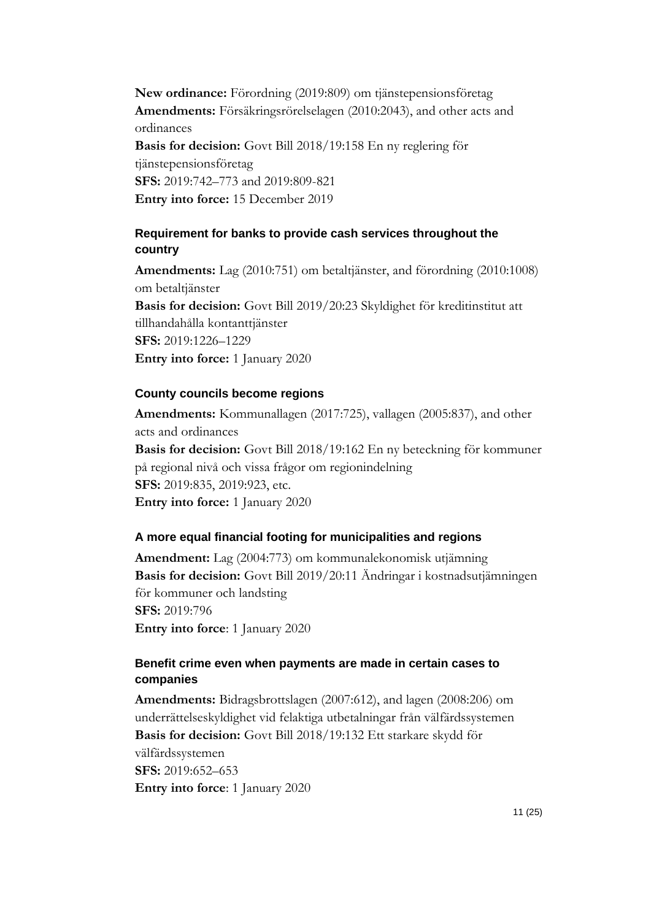**New ordinance:** Förordning (2019:809) om tjänstepensionsföretag
**Amendments:** Försäkringsrörelselagen (2010:2043), and other acts and ordinances
**Basis for decision:** Govt Bill 2018/19:158 En ny reglering för tjänstepensionsföretag
**SFS:** 2019:742–773 and 2019:809-821
**Entry into force:** 15 December 2019

### Requirement for banks to provide cash services throughout the country

**Amendments:** Lag (2010:751) om betaltjänster, and förordning (2010:1008) om betaltjänster
**Basis for decision:** Govt Bill 2019/20:23 Skyldighet för kreditinstitut att tillhandahålla kontanttjänster
**SFS:** 2019:1226–1229
**Entry into force:** 1 January 2020

### County councils become regions

**Amendments:** Kommunallagen (2017:725), vallagen (2005:837), and other acts and ordinances
**Basis for decision:** Govt Bill 2018/19:162 En ny beteckning för kommuner på regional nivå och vissa frågor om regionindelning
**SFS:** 2019:835, 2019:923, etc.
**Entry into force:** 1 January 2020

### A more equal financial footing for municipalities and regions

**Amendment:** Lag (2004:773) om kommunalekonomisk utjämning
**Basis for decision:** Govt Bill 2019/20:11 Ändringar i kostnadsutjämningen för kommuner och landsting
**SFS:** 2019:796
**Entry into force**: 1 January 2020

### Benefit crime even when payments are made in certain cases to companies

**Amendments:** Bidragsbrottslagen (2007:612), and lagen (2008:206) om underrättelseskyldighet vid felaktiga utbetalningar från välfärdssystemen
**Basis for decision:** Govt Bill 2018/19:132 Ett starkare skydd för välfärdssystemen
**SFS:** 2019:652–653
**Entry into force**: 1 January 2020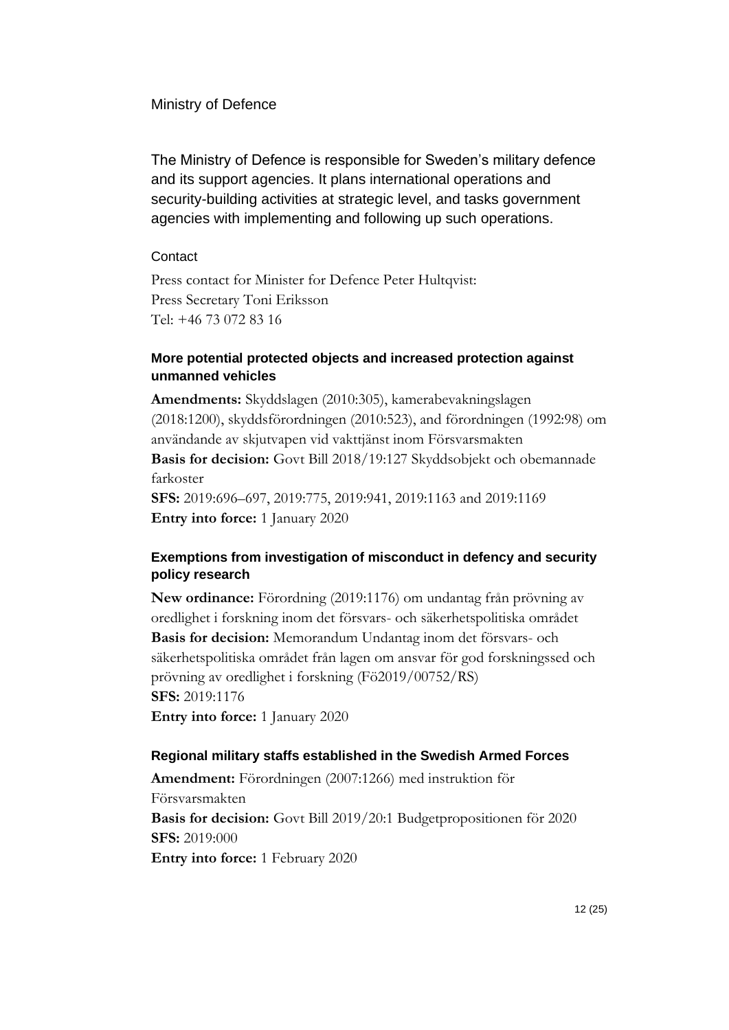## Ministry of Defence

The Ministry of Defence is responsible for Sweden's military defence and its support agencies. It plans international operations and security-building activities at strategic level, and tasks government agencies with implementing and following up such operations.

#### Contact

Press contact for Minister for Defence Peter Hultqvist:
Press Secretary Toni Eriksson
Tel: +46 73 072 83 16

### More potential protected objects and increased protection against unmanned vehicles

**Amendments:** Skyddslagen (2010:305), kamerabevakningslagen (2018:1200), skyddsförordningen (2010:523), and förordningen (1992:98) om användande av skjutvapen vid vakttjänst inom Försvarsmakten
**Basis for decision:** Govt Bill 2018/19:127 Skyddsobjekt och obemannade farkoster
**SFS:** 2019:696–697, 2019:775, 2019:941, 2019:1163 and 2019:1169
**Entry into force:** 1 January 2020

### Exemptions from investigation of misconduct in defency and security policy research

**New ordinance:** Förordning (2019:1176) om undantag från prövning av oredlighet i forskning inom det försvars- och säkerhetspolitiska området
**Basis for decision:** Memorandum Undantag inom det försvars- och säkerhetspolitiska området från lagen om ansvar för god forskningssed och prövning av oredlighet i forskning (Fö2019/00752/RS)
**SFS:** 2019:1176
**Entry into force:** 1 January 2020

### Regional military staffs established in the Swedish Armed Forces

**Amendment:** Förordningen (2007:1266) med instruktion för Försvarsmakten
**Basis for decision:** Govt Bill 2019/20:1 Budgetpropositionen för 2020
**SFS:** 2019:000
**Entry into force:** 1 February 2020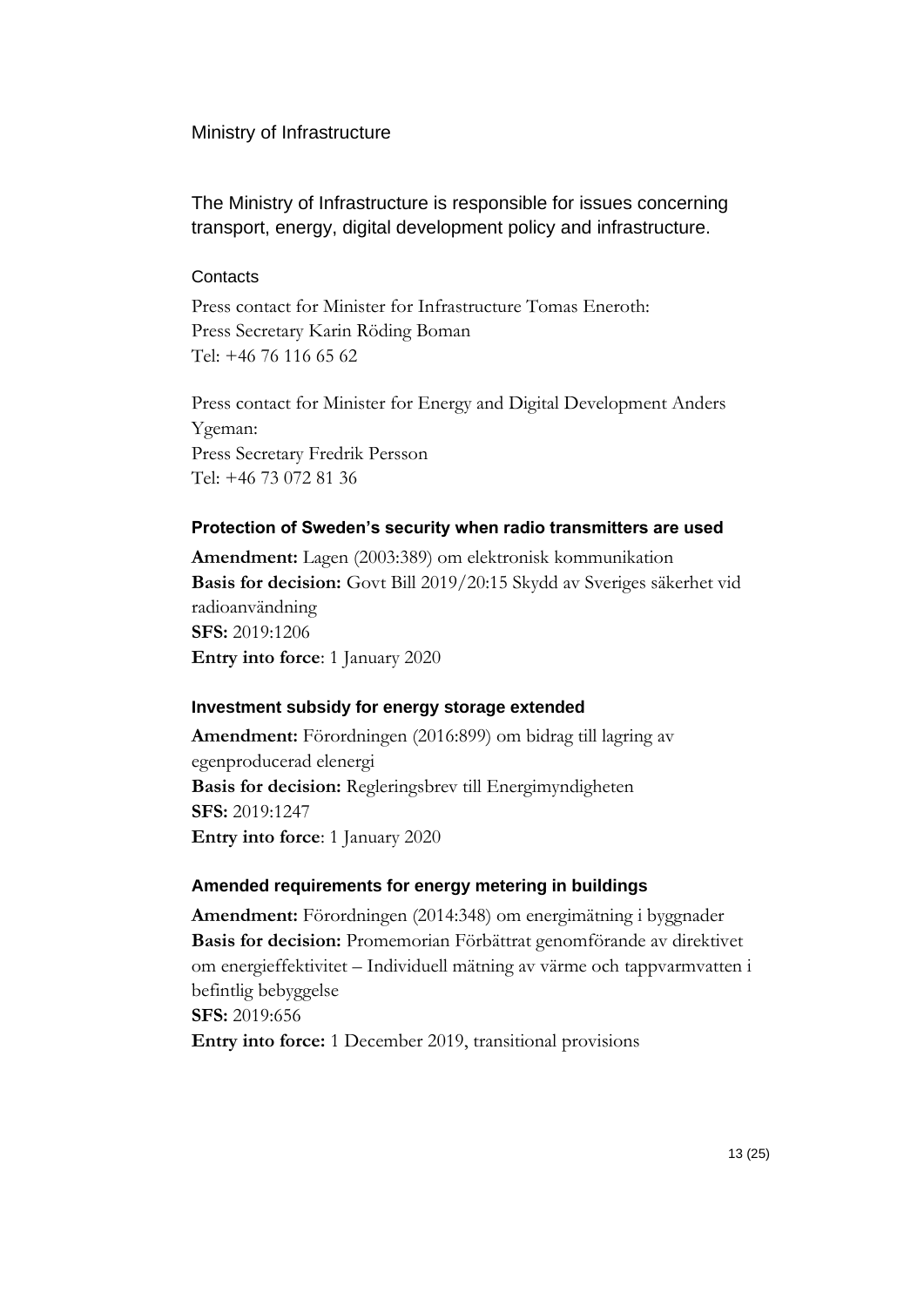## Ministry of Infrastructure

The Ministry of Infrastructure is responsible for issues concerning transport, energy, digital development policy and infrastructure.

#### Contacts

Press contact for Minister for Infrastructure Tomas Eneroth:
Press Secretary Karin Röding Boman
Tel: +46 76 116 65 62

Press contact for Minister for Energy and Digital Development Anders Ygeman:
Press Secretary Fredrik Persson
Tel: +46 73 072 81 36

### Protection of Sweden's security when radio transmitters are used

**Amendment:** Lagen (2003:389) om elektronisk kommunikation
**Basis for decision:** Govt Bill 2019/20:15 Skydd av Sveriges säkerhet vid radioanvändning
**SFS:** 2019:1206
**Entry into force**: 1 January 2020

### Investment subsidy for energy storage extended

**Amendment:** Förordningen (2016:899) om bidrag till lagring av egenproducerad elenergi
**Basis for decision:** Regleringsbrev till Energimyndigheten
**SFS:** 2019:1247
**Entry into force**: 1 January 2020

### Amended requirements for energy metering in buildings

**Amendment:** Förordningen (2014:348) om energimätning i byggnader
**Basis for decision:** Promemorian Förbättrat genomförande av direktivet om energieffektivitet – Individuell mätning av värme och tappvarmvatten i befintlig bebyggelse
**SFS:** 2019:656
**Entry into force:** 1 December 2019, transitional provisions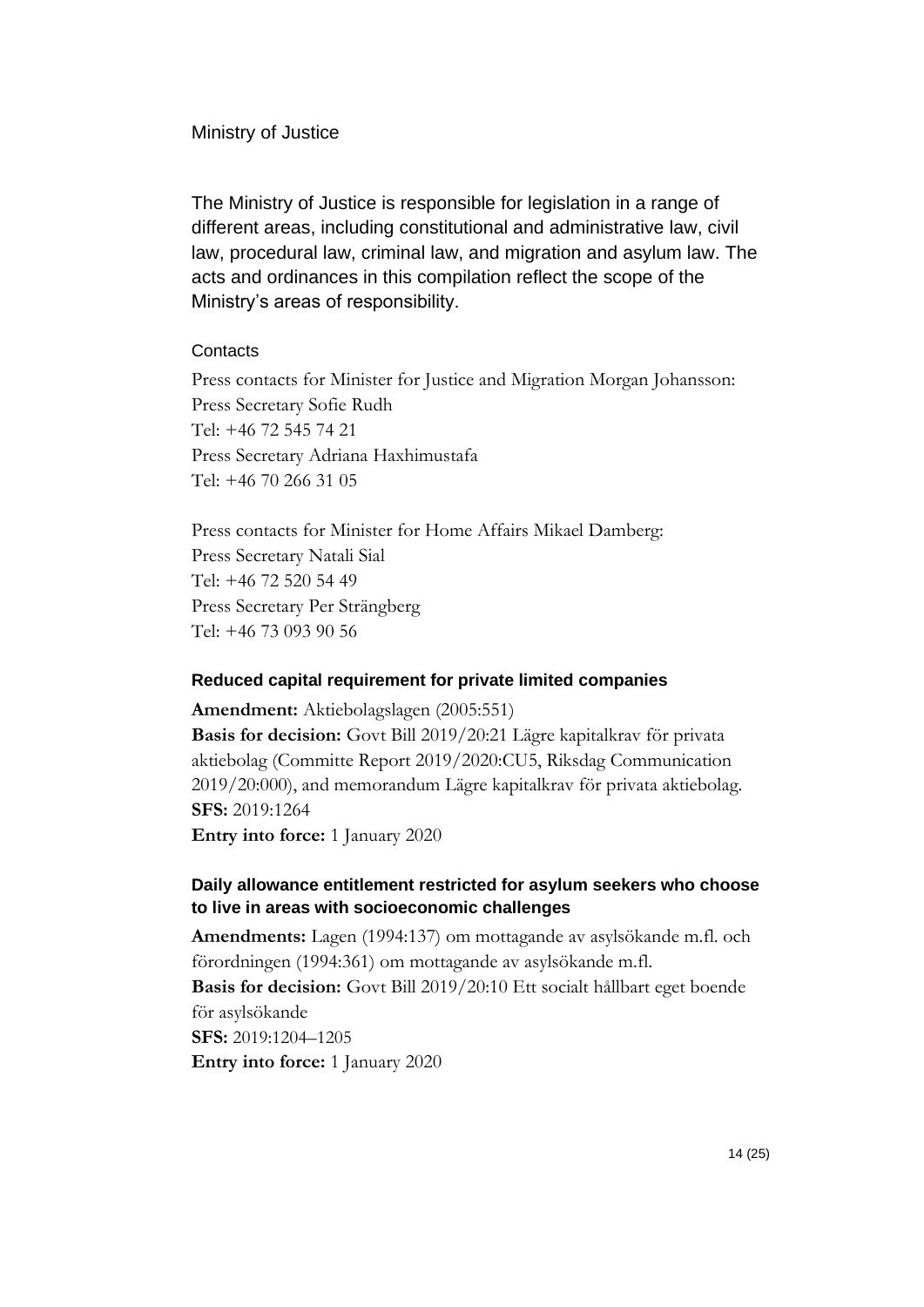## Ministry of Justice

The Ministry of Justice is responsible for legislation in a range of different areas, including constitutional and administrative law, civil law, procedural law, criminal law, and migration and asylum law. The acts and ordinances in this compilation reflect the scope of the Ministry's areas of responsibility.

#### Contacts

Press contacts for Minister for Justice and Migration Morgan Johansson:
Press Secretary Sofie Rudh
Tel: +46 72 545 74 21
Press Secretary Adriana Haxhimustafa
Tel: +46 70 266 31 05

Press contacts for Minister for Home Affairs Mikael Damberg:
Press Secretary Natali Sial
Tel: +46 72 520 54 49
Press Secretary Per Strängberg
Tel: +46 73 093 90 56

### Reduced capital requirement for private limited companies

**Amendment:** Aktiebolagslagen (2005:551)
**Basis for decision:** Govt Bill 2019/20:21 Lägre kapitalkrav för privata aktiebolag (Committe Report 2019/2020:CU5, Riksdag Communication 2019/20:000), and memorandum Lägre kapitalkrav för privata aktiebolag.
**SFS:** 2019:1264
**Entry into force:** 1 January 2020

### Daily allowance entitlement restricted for asylum seekers who choose to live in areas with socioeconomic challenges

**Amendments:** Lagen (1994:137) om mottagande av asylsökande m.fl. och förordningen (1994:361) om mottagande av asylsökande m.fl.
**Basis for decision:** Govt Bill 2019/20:10 Ett socialt hållbart eget boende för asylsökande
**SFS:** 2019:1204–1205
**Entry into force:** 1 January 2020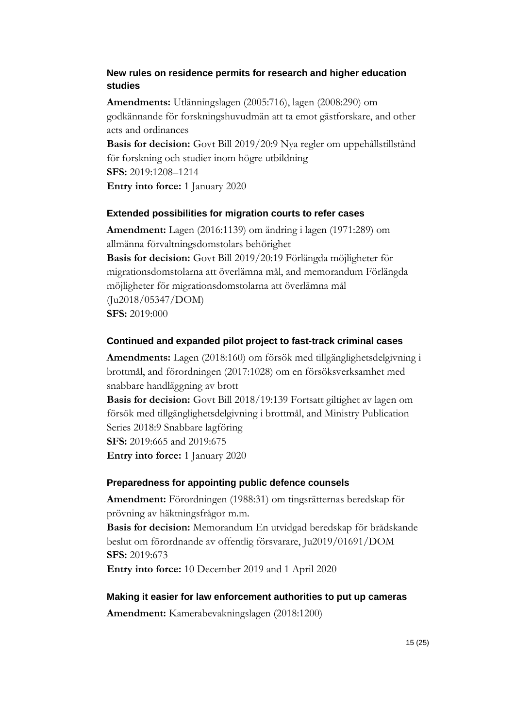### New rules on residence permits for research and higher education studies

**Amendments:** Utlänningslagen (2005:716), lagen (2008:290) om godkännande för forskningshuvudmän att ta emot gästforskare, and other acts and ordinances
**Basis for decision:** Govt Bill 2019/20:9 Nya regler om uppehållstillstånd för forskning och studier inom högre utbildning
**SFS:** 2019:1208–1214
**Entry into force:** 1 January 2020

### Extended possibilities for migration courts to refer cases

**Amendment:** Lagen (2016:1139) om ändring i lagen (1971:289) om allmänna förvaltningsdomstolars behörighet
**Basis for decision:** Govt Bill 2019/20:19 Förlängda möjligheter för migrationsdomstolarna att överlämna mål, and memorandum Förlängda möjligheter för migrationsdomstolarna att överlämna mål (Ju2018/05347/DOM)
**SFS:** 2019:000

### Continued and expanded pilot project to fast-track criminal cases

**Amendments:** Lagen (2018:160) om försök med tillgänglighetsdelgivning i brottmål, and förordningen (2017:1028) om en försöksverksamhet med snabbare handläggning av brott
**Basis for decision:** Govt Bill 2018/19:139 Fortsatt giltighet av lagen om försök med tillgänglighetsdelgivning i brottmål, and Ministry Publication Series 2018:9 Snabbare lagföring
**SFS:** 2019:665 and 2019:675
**Entry into force:** 1 January 2020

### Preparedness for appointing public defence counsels

**Amendment:** Förordningen (1988:31) om tingsrätternas beredskap för prövning av häktningsfrågor m.m.
**Basis for decision:** Memorandum En utvidgad beredskap för brådskande beslut om förordnande av offentlig försvarare, Ju2019/01691/DOM
**SFS:** 2019:673
**Entry into force:** 10 December 2019 and 1 April 2020

### Making it easier for law enforcement authorities to put up cameras

**Amendment:** Kamerabevakningslagen (2018:1200)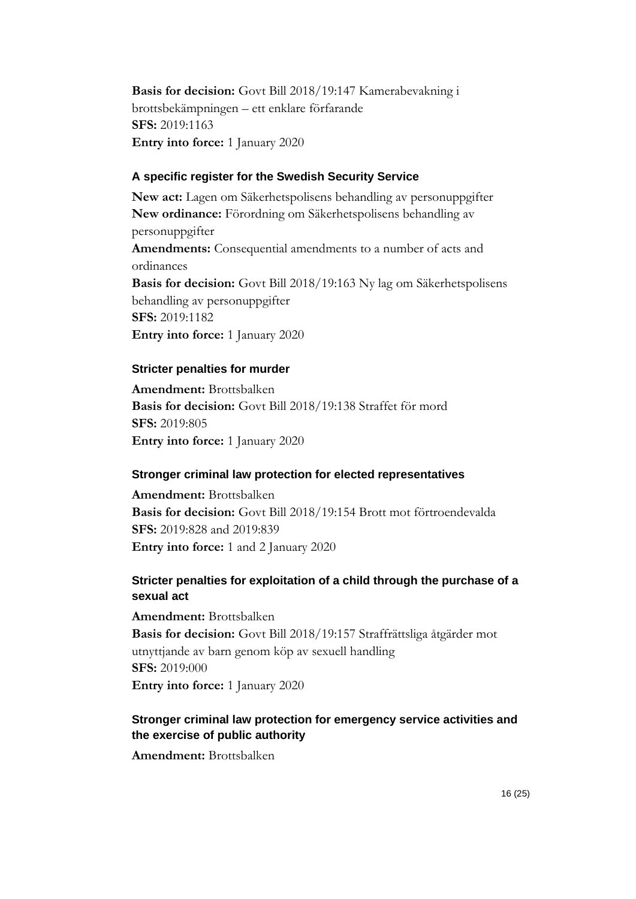**Basis for decision:** Govt Bill 2018/19:147 Kamerabevakning i brottsbekämpningen – ett enklare förfarande
**SFS:** 2019:1163
**Entry into force:** 1 January 2020

### A specific register for the Swedish Security Service

**New act:** Lagen om Säkerhetspolisens behandling av personuppgifter
**New ordinance:** Förordning om Säkerhetspolisens behandling av personuppgifter
**Amendments:** Consequential amendments to a number of acts and ordinances
**Basis for decision:** Govt Bill 2018/19:163 Ny lag om Säkerhetspolisens behandling av personuppgifter
**SFS:** 2019:1182
**Entry into force:** 1 January 2020

### Stricter penalties for murder

**Amendment:** Brottsbalken
**Basis for decision:** Govt Bill 2018/19:138 Straffet för mord
**SFS:** 2019:805
**Entry into force:** 1 January 2020

### Stronger criminal law protection for elected representatives

**Amendment:** Brottsbalken
**Basis for decision:** Govt Bill 2018/19:154 Brott mot förtroendevalda
**SFS:** 2019:828 and 2019:839
**Entry into force:** 1 and 2 January 2020

### Stricter penalties for exploitation of a child through the purchase of a sexual act

**Amendment:** Brottsbalken
**Basis for decision:** Govt Bill 2018/19:157 Straffrättsliga åtgärder mot utnyttjande av barn genom köp av sexuell handling
**SFS:** 2019:000
**Entry into force:** 1 January 2020

### Stronger criminal law protection for emergency service activities and the exercise of public authority

**Amendment:** Brottsbalken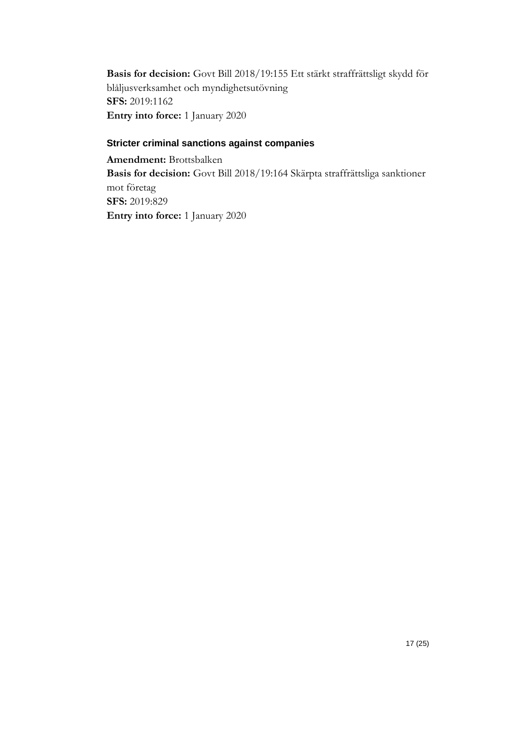**Basis for decision:** Govt Bill 2018/19:155 Ett stärkt straffrättsligt skydd för blåljusverksamhet och myndighetsutövning
**SFS:** 2019:1162
**Entry into force:** 1 January 2020

### Stricter criminal sanctions against companies

**Amendment:** Brottsbalken
**Basis for decision:** Govt Bill 2018/19:164 Skärpta straffrättsliga sanktioner mot företag
**SFS:** 2019:829
**Entry into force:** 1 January 2020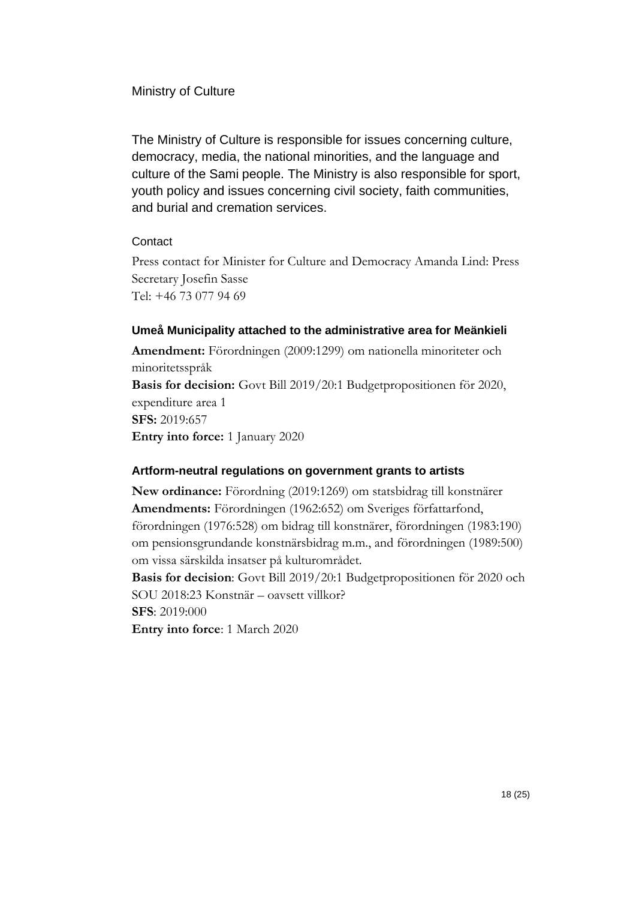## Ministry of Culture

The Ministry of Culture is responsible for issues concerning culture, democracy, media, the national minorities, and the language and culture of the Sami people. The Ministry is also responsible for sport, youth policy and issues concerning civil society, faith communities, and burial and cremation services.

#### Contact

Press contact for Minister for Culture and Democracy Amanda Lind: Press Secretary Josefin Sasse
Tel: +46 73 077 94 69

### Umeå Municipality attached to the administrative area for Meänkieli

**Amendment:** Förordningen (2009:1299) om nationella minoriteter och minoritetsspråk
**Basis for decision:** Govt Bill 2019/20:1 Budgetpropositionen för 2020, expenditure area 1
**SFS:** 2019:657
**Entry into force:** 1 January 2020

### Artform-neutral regulations on government grants to artists

**New ordinance:** Förordning (2019:1269) om statsbidrag till konstnärer
**Amendments:** Förordningen (1962:652) om Sveriges författarfond, förordningen (1976:528) om bidrag till konstnärer, förordningen (1983:190) om pensionsgrundande konstnärsbidrag m.m., and förordningen (1989:500) om vissa särskilda insatser på kulturområdet.
**Basis for decision**: Govt Bill 2019/20:1 Budgetpropositionen för 2020 och SOU 2018:23 Konstnär – oavsett villkor?
**SFS**: 2019:000
**Entry into force**: 1 March 2020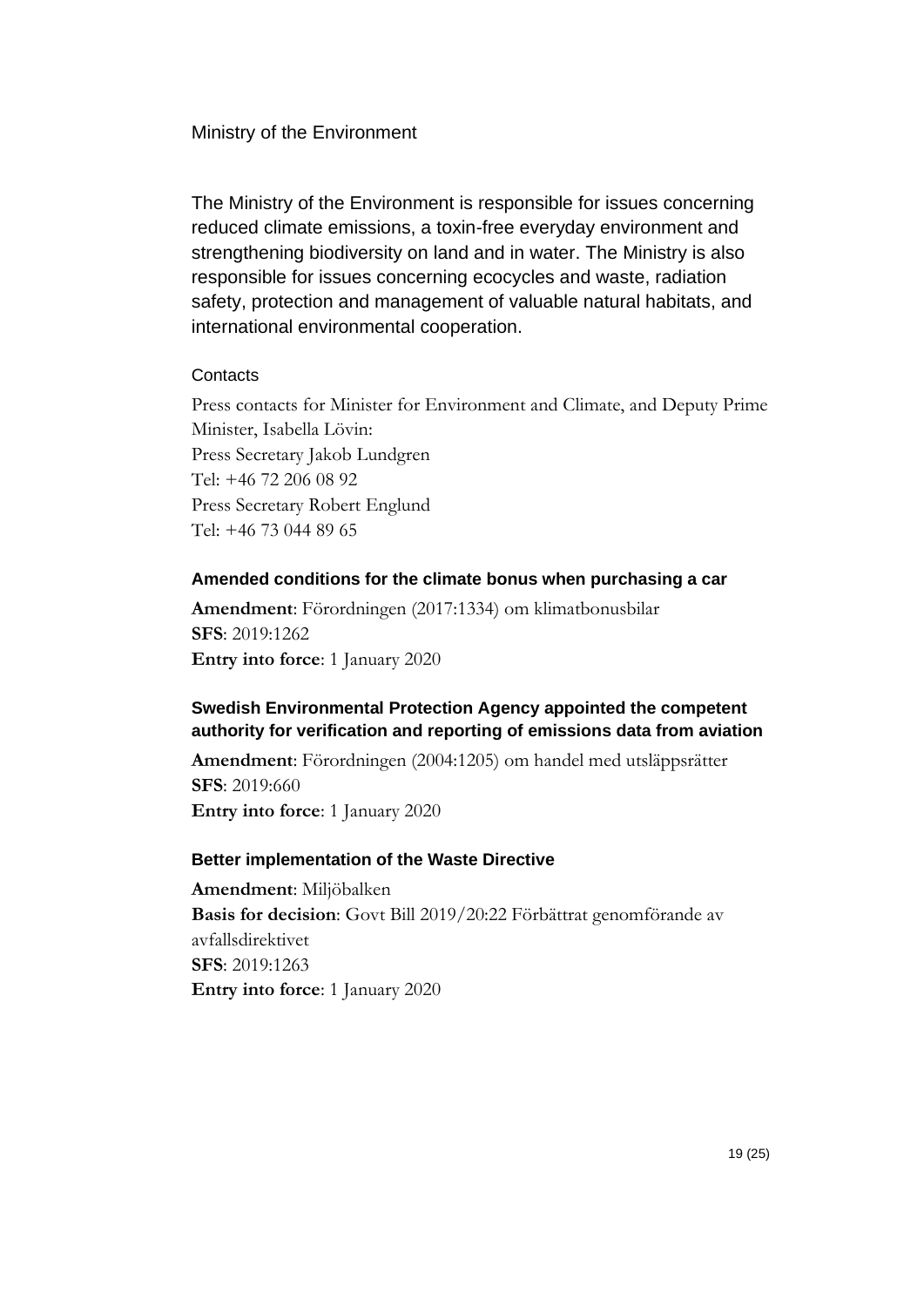## Ministry of the Environment

The Ministry of the Environment is responsible for issues concerning reduced climate emissions, a toxin-free everyday environment and strengthening biodiversity on land and in water. The Ministry is also responsible for issues concerning ecocycles and waste, radiation safety, protection and management of valuable natural habitats, and international environmental cooperation.

### Contacts

Press contacts for Minister for Environment and Climate, and Deputy Prime Minister, Isabella Lövin:
Press Secretary Jakob Lundgren
Tel: +46 72 206 08 92
Press Secretary Robert Englund
Tel: +46 73 044 89 65

### Amended conditions for the climate bonus when purchasing a car

**Amendment**: Förordningen (2017:1334) om klimatbonusbilar
**SFS**: 2019:1262
**Entry into force**: 1 January 2020

### Swedish Environmental Protection Agency appointed the competent authority for verification and reporting of emissions data from aviation

**Amendment**: Förordningen (2004:1205) om handel med utsläppsrätter
**SFS**: 2019:660
**Entry into force**: 1 January 2020

### Better implementation of the Waste Directive

**Amendment**: Miljöbalken
**Basis for decision**: Govt Bill 2019/20:22 Förbättrat genomförande av avfallsdirektivet
**SFS**: 2019:1263
**Entry into force**: 1 January 2020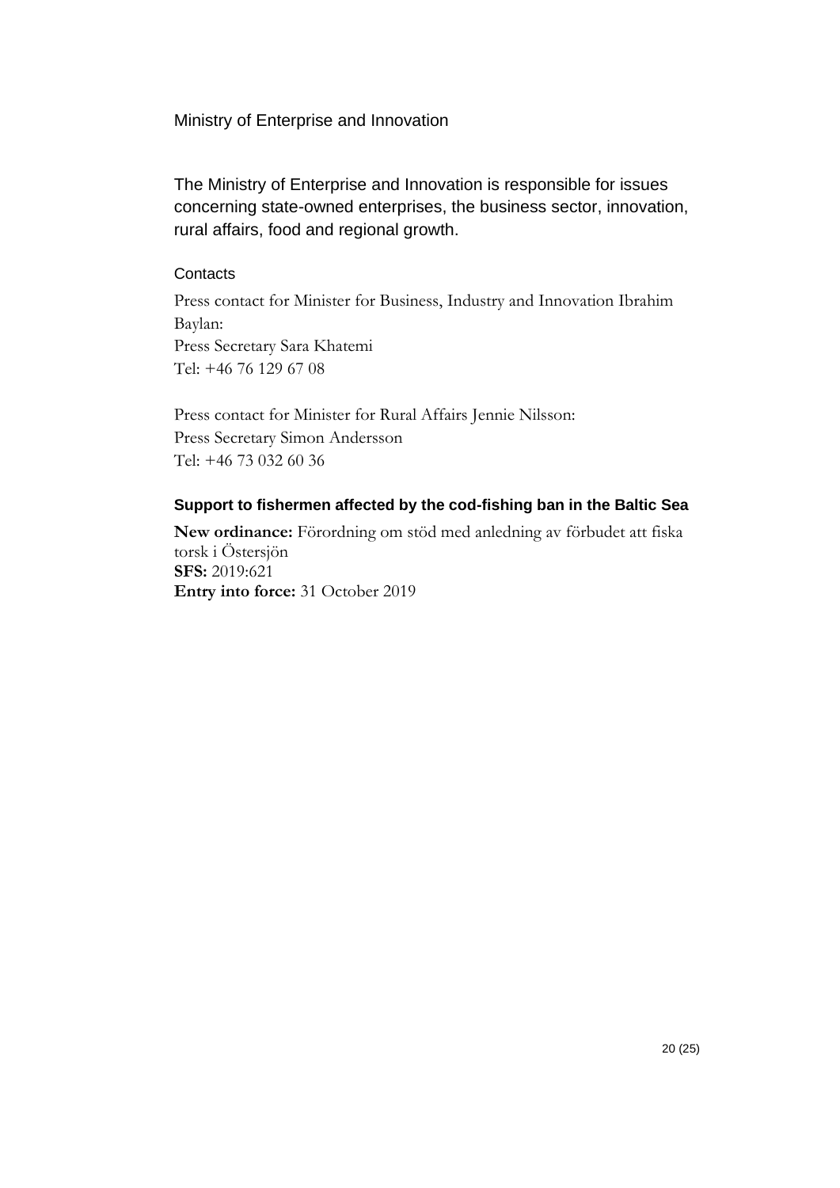## Ministry of Enterprise and Innovation

The Ministry of Enterprise and Innovation is responsible for issues concerning state-owned enterprises, the business sector, innovation, rural affairs, food and regional growth.

### Contacts

Press contact for Minister for Business, Industry and Innovation Ibrahim Baylan:
Press Secretary Sara Khatemi
Tel: +46 76 129 67 08

Press contact for Minister for Rural Affairs Jennie Nilsson:
Press Secretary Simon Andersson
Tel: +46 73 032 60 36

### Support to fishermen affected by the cod-fishing ban in the Baltic Sea

**New ordinance:** Förordning om stöd med anledning av förbudet att fiska torsk i Östersjön
**SFS:** 2019:621
**Entry into force:** 31 October 2019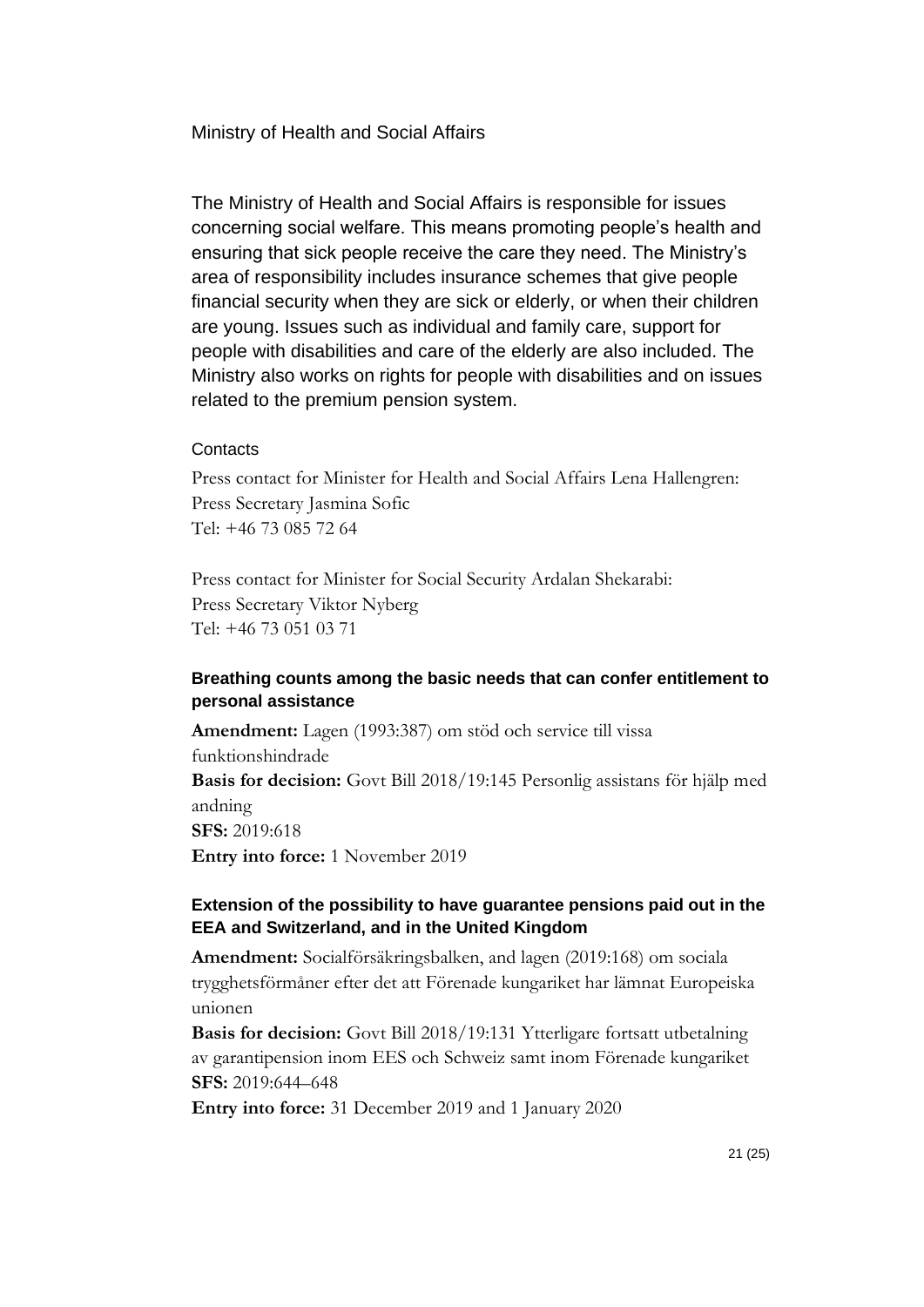## Ministry of Health and Social Affairs

The Ministry of Health and Social Affairs is responsible for issues concerning social welfare. This means promoting people's health and ensuring that sick people receive the care they need. The Ministry's area of responsibility includes insurance schemes that give people financial security when they are sick or elderly, or when their children are young. Issues such as individual and family care, support for people with disabilities and care of the elderly are also included. The Ministry also works on rights for people with disabilities and on issues related to the premium pension system.

#### Contacts

Press contact for Minister for Health and Social Affairs Lena Hallengren:
Press Secretary Jasmina Sofic
Tel: +46 73 085 72 64

Press contact for Minister for Social Security Ardalan Shekarabi:
Press Secretary Viktor Nyberg
Tel: +46 73 051 03 71

### Breathing counts among the basic needs that can confer entitlement to personal assistance

**Amendment:** Lagen (1993:387) om stöd och service till vissa funktionshindrade
**Basis for decision:** Govt Bill 2018/19:145 Personlig assistans för hjälp med andning
**SFS:** 2019:618
**Entry into force:** 1 November 2019

### Extension of the possibility to have guarantee pensions paid out in the EEA and Switzerland, and in the United Kingdom

**Amendment:** Socialförsäkringsbalken, and lagen (2019:168) om sociala trygghetsförmåner efter det att Förenade kungariket har lämnat Europeiska unionen
**Basis for decision:** Govt Bill 2018/19:131 Ytterligare fortsatt utbetalning av garantipension inom EES och Schweiz samt inom Förenade kungariket
**SFS:** 2019:644–648
**Entry into force:** 31 December 2019 and 1 January 2020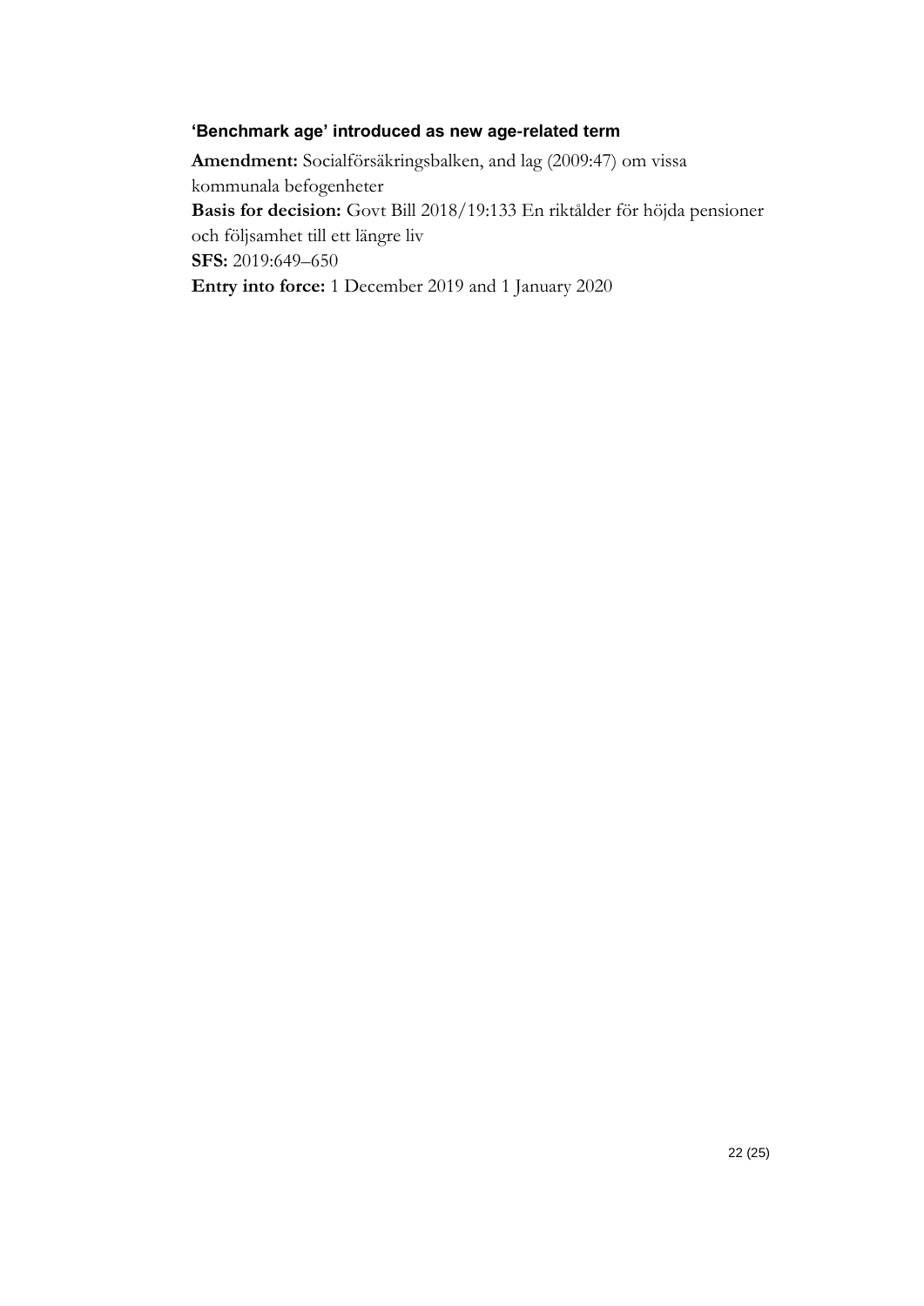### ‘Benchmark age’ introduced as new age-related term

**Amendment:** Socialförsäkringsbalken, and lag (2009:47) om vissa kommunala befogenheter
**Basis for decision:** Govt Bill 2018/19:133 En riktålder för höjda pensioner och följsamhet till ett längre liv
**SFS:** 2019:649–650
**Entry into force:** 1 December 2019 and 1 January 2020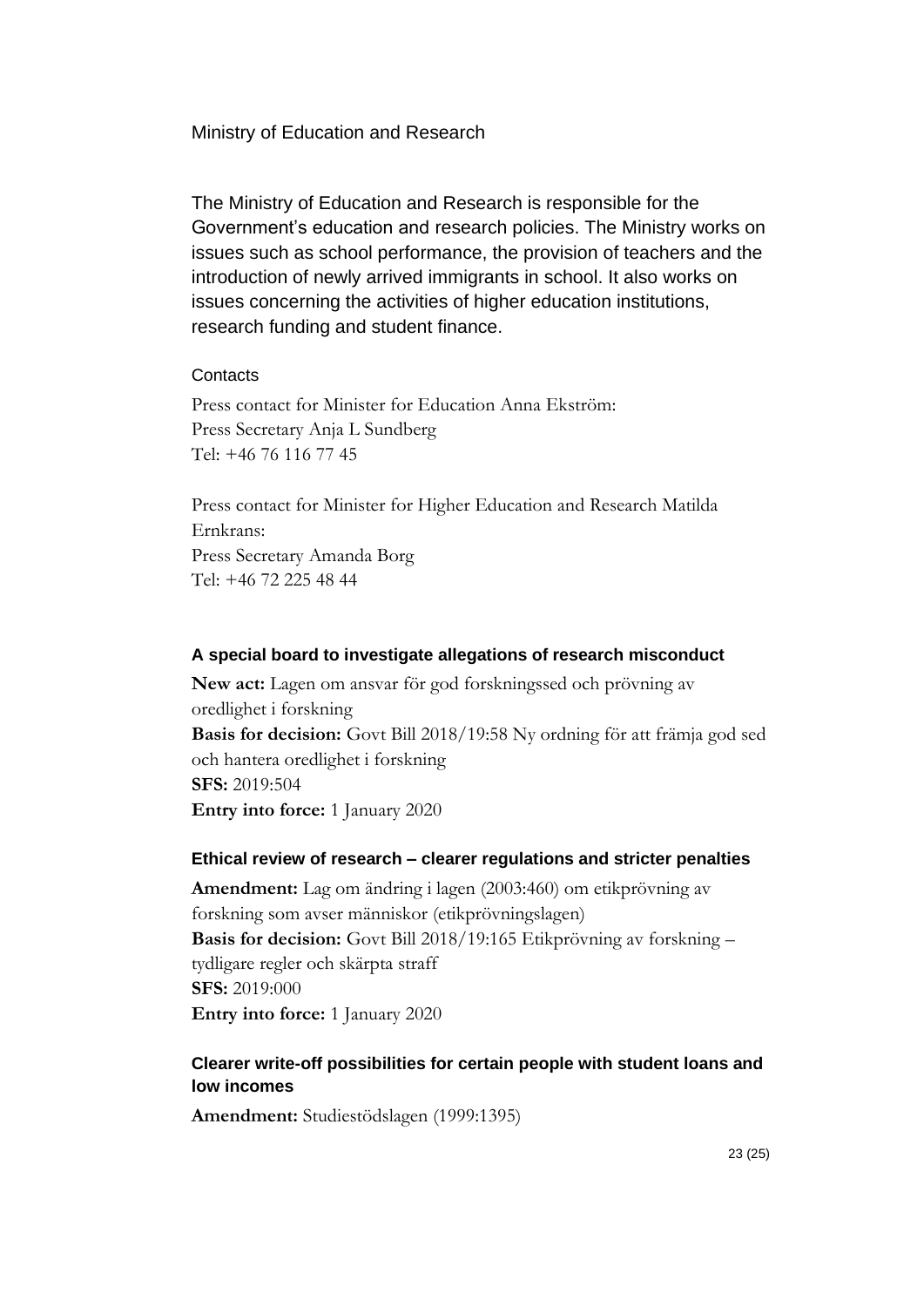## Ministry of Education and Research

The Ministry of Education and Research is responsible for the Government's education and research policies. The Ministry works on issues such as school performance, the provision of teachers and the introduction of newly arrived immigrants in school. It also works on issues concerning the activities of higher education institutions, research funding and student finance.

### Contacts

Press contact for Minister for Education Anna Ekström:
Press Secretary Anja L Sundberg
Tel: +46 76 116 77 45

Press contact for Minister for Higher Education and Research Matilda Ernkrans:
Press Secretary Amanda Borg
Tel: +46 72 225 48 44

#### A special board to investigate allegations of research misconduct

**New act:** Lagen om ansvar för god forskningssed och prövning av oredlighet i forskning
**Basis for decision:** Govt Bill 2018/19:58 Ny ordning för att främja god sed och hantera oredlighet i forskning
**SFS:** 2019:504
**Entry into force:** 1 January 2020

#### Ethical review of research – clearer regulations and stricter penalties

**Amendment:** Lag om ändring i lagen (2003:460) om etikprövning av forskning som avser människor (etikprövningslagen)
**Basis for decision:** Govt Bill 2018/19:165 Etikprövning av forskning – tydligare regler och skärpta straff
**SFS:** 2019:000
**Entry into force:** 1 January 2020

#### Clearer write-off possibilities for certain people with student loans and low incomes

**Amendment:** Studiestödslagen (1999:1395)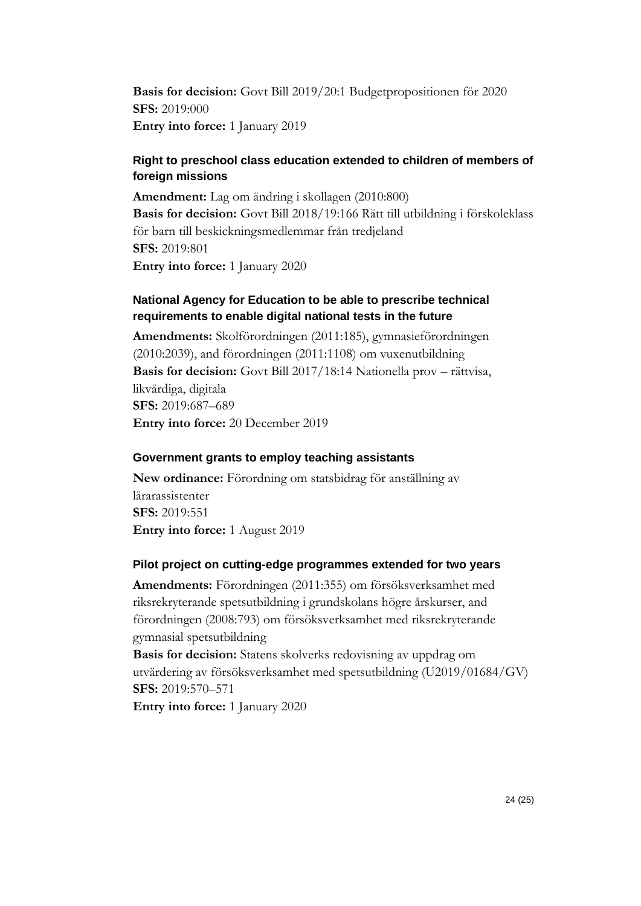**Basis for decision:** Govt Bill 2019/20:1 Budgetpropositionen för 2020
**SFS:** 2019:000
**Entry into force:** 1 January 2019

### Right to preschool class education extended to children of members of foreign missions

**Amendment:** Lag om ändring i skollagen (2010:800)
**Basis for decision:** Govt Bill 2018/19:166 Rätt till utbildning i förskoleklass för barn till beskickningsmedlemmar från tredjeland
**SFS:** 2019:801
**Entry into force:** 1 January 2020

### National Agency for Education to be able to prescribe technical requirements to enable digital national tests in the future

**Amendments:** Skolförordningen (2011:185), gymnasieförordningen (2010:2039), and förordningen (2011:1108) om vuxenutbildning
**Basis for decision:** Govt Bill 2017/18:14 Nationella prov – rättvisa, likvärdiga, digitala
**SFS:** 2019:687–689
**Entry into force:** 20 December 2019

### Government grants to employ teaching assistants

**New ordinance:** Förordning om statsbidrag för anställning av lärarassistenter
**SFS:** 2019:551
**Entry into force:** 1 August 2019

### Pilot project on cutting-edge programmes extended for two years

**Amendments:** Förordningen (2011:355) om försöksverksamhet med riksrekryterande spetsutbildning i grundskolans högre årskurser, and förordningen (2008:793) om försöksverksamhet med riksrekryterande gymnasial spetsutbildning
**Basis for decision:** Statens skolverks redovisning av uppdrag om utvärdering av försöksverksamhet med spetsutbildning (U2019/01684/GV)
**SFS:** 2019:570–571
**Entry into force:** 1 January 2020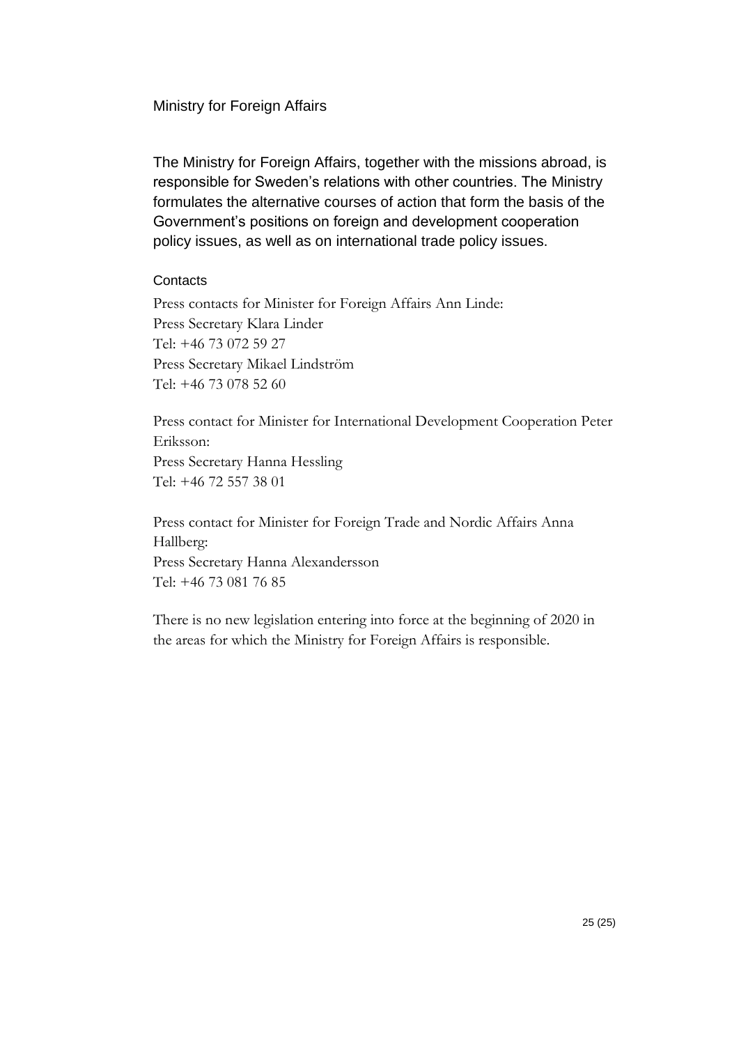## Ministry for Foreign Affairs

The Ministry for Foreign Affairs, together with the missions abroad, is responsible for Sweden's relations with other countries. The Ministry formulates the alternative courses of action that form the basis of the Government's positions on foreign and development cooperation policy issues, as well as on international trade policy issues.

### Contacts

Press contacts for Minister for Foreign Affairs Ann Linde:
Press Secretary Klara Linder
Tel: +46 73 072 59 27
Press Secretary Mikael Lindström
Tel: +46 73 078 52 60

Press contact for Minister for International Development Cooperation Peter Eriksson:
Press Secretary Hanna Hessling
Tel: +46 72 557 38 01

Press contact for Minister for Foreign Trade and Nordic Affairs Anna Hallberg:
Press Secretary Hanna Alexandersson
Tel: +46 73 081 76 85

There is no new legislation entering into force at the beginning of 2020 in the areas for which the Ministry for Foreign Affairs is responsible.